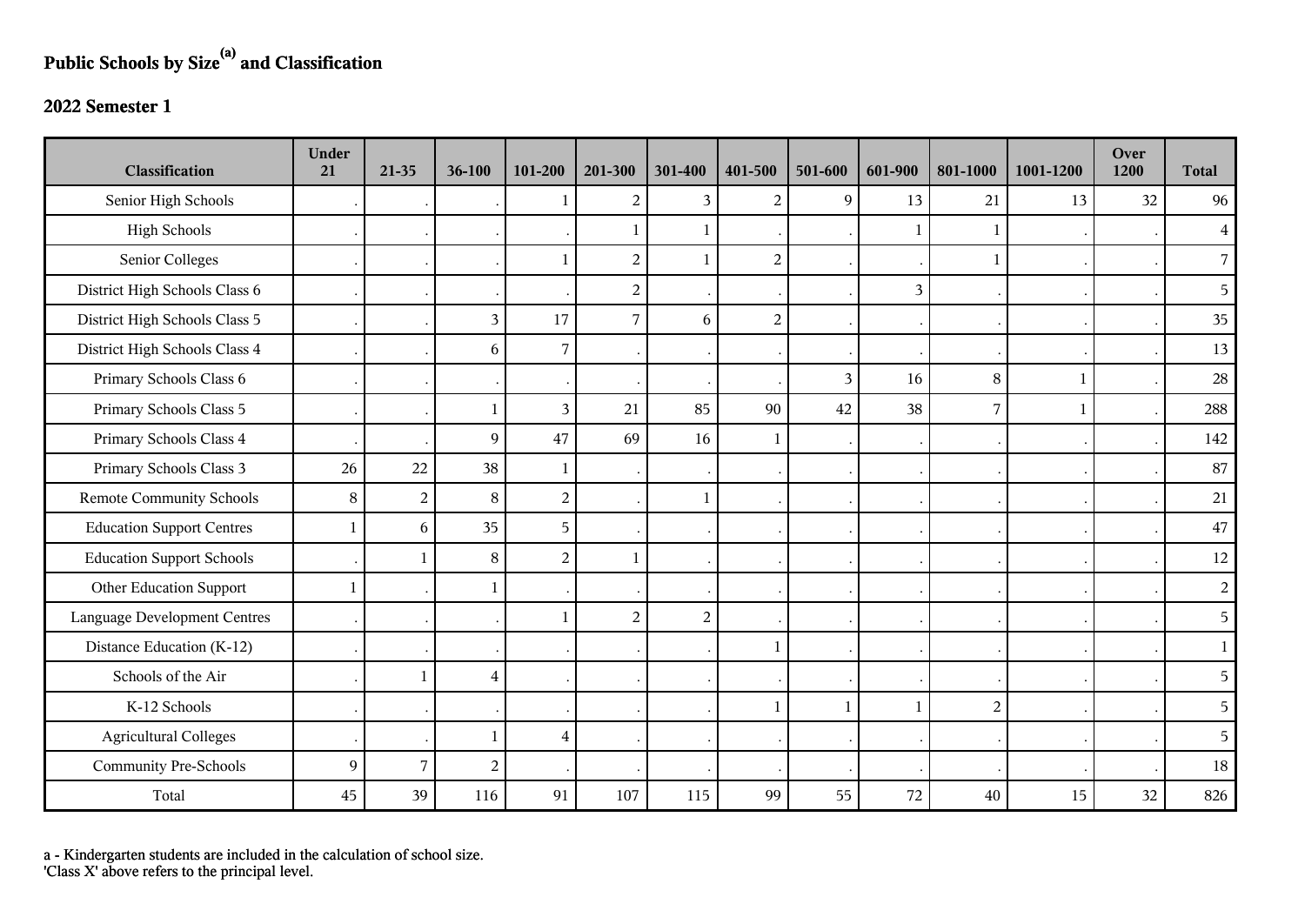# Public Schools by Size[(a)] and Classification

## 2022 Semester 1

| Classification | Under 21 | 21-35 | 36-100 | 101-200 | 201-300 | 301-400 | 401-500 | 501-600 | 601-900 | 801-1000 | 1001-1200 | Over 1200 | Total |
|---|---|---|---|---|---|---|---|---|---|---|---|---|---|
| Senior High Schools | . | . | . | 1 | 2 | 3 | 2 | 9 | 13 | 21 | 13 | 32 | 96 |
| High Schools | . | . | . | . | 1 | 1 | . | . | 1 | 1 | . | . | 4 |
| Senior Colleges | . | . | . | 1 | 2 | 1 | 2 | . | . | 1 | . | . | 7 |
| District High Schools Class 6 | . | . | . | . | 2 | . | . | . | 3 | . | . | . | 5 |
| District High Schools Class 5 | . | . | 3 | 17 | 7 | 6 | 2 | . | . | . | . | . | 35 |
| District High Schools Class 4 | . | . | 6 | 7 | . | . | . | . | . | . | . | . | 13 |
| Primary Schools Class 6 | . | . | . | . | . | . | . | 3 | 16 | 8 | 1 | . | 28 |
| Primary Schools Class 5 | . | . | 1 | 3 | 21 | 85 | 90 | 42 | 38 | 7 | 1 | . | 288 |
| Primary Schools Class 4 | . | . | 9 | 47 | 69 | 16 | 1 | . | . | . | . | . | 142 |
| Primary Schools Class 3 | 26 | 22 | 38 | 1 | . | . | . | . | . | . | . | . | 87 |
| Remote Community Schools | 8 | 2 | 8 | 2 | . | 1 | . | . | . | . | . | . | 21 |
| Education Support Centres | 1 | 6 | 35 | 5 | . | . | . | . | . | . | . | . | 47 |
| Education Support Schools | . | 1 | 8 | 2 | 1 | . | . | . | . | . | . | . | 12 |
| Other Education Support | 1 | . | 1 | . | . | . | . | . | . | . | . | . | 2 |
| Language Development Centres | . | . | . | 1 | 2 | 2 | . | . | . | . | . | . | 5 |
| Distance Education (K-12) | . | . | . | . | . | . | 1 | . | . | . | . | . | 1 |
| Schools of the Air | . | 1 | 4 | . | . | . | . | . | . | . | . | . | 5 |
| K-12 Schools | . | . | . | . | . | . | 1 | 1 | 1 | 2 | . | . | 5 |
| Agricultural Colleges | . | . | 1 | 4 | . | . | . | . | . | . | . | . | 5 |
| Community Pre-Schools | 9 | 7 | 2 | . | . | . | . | . | . | . | . | . | 18 |
| Total | 45 | 39 | 116 | 91 | 107 | 115 | 99 | 55 | 72 | 40 | 15 | 32 | 826 |

a - Kindergarten students are included in the calculation of school size.
'Class X' above refers to the principal level.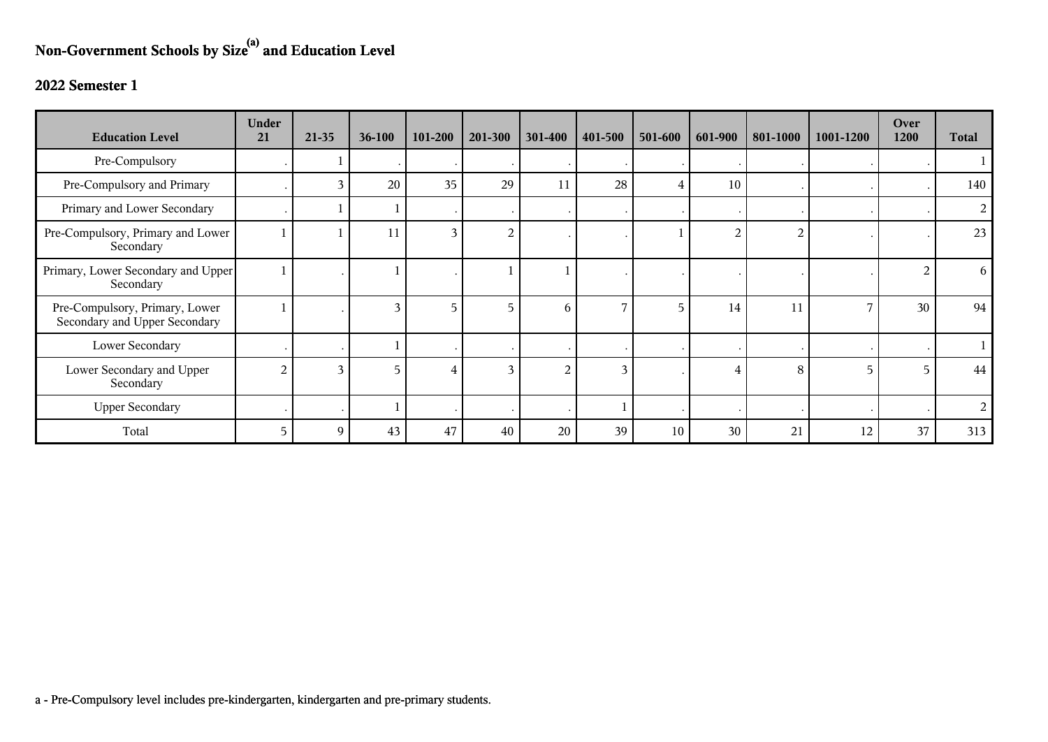**Non-Government Schools by Size[(a)] and Education Level**

**2022 Semester 1**

| Education Level | Under 21 | 21-35 | 36-100 | 101-200 | 201-300 | 301-400 | 401-500 | 501-600 | 601-900 | 801-1000 | 1001-1200 | Over 1200 | Total |
|---|---|---|---|---|---|---|---|---|---|---|---|---|---|
| Pre-Compulsory | . | 1 | . | . | . | . | . | . | . | . | . | . | 1 |
| Pre-Compulsory and Primary | . | 3 | 20 | 35 | 29 | 11 | 28 | 4 | 10 | . | . | . | 140 |
| Primary and Lower Secondary | . | 1 | 1 | . | . | . | . | . | . | . | . | . | 2 |
| Pre-Compulsory, Primary and Lower Secondary | 1 | 1 | 11 | 3 | 2 | . | . | 1 | 2 | 2 | . | . | 23 |
| Primary, Lower Secondary and Upper Secondary | 1 | . | 1 | . | 1 | 1 | . | . | . | . | . | 2 | 6 |
| Pre-Compulsory, Primary, Lower Secondary and Upper Secondary | 1 | . | 3 | 5 | 5 | 6 | 7 | 5 | 14 | 11 | 7 | 30 | 94 |
| Lower Secondary | . | . | 1 | . | . | . | . | . | . | . | . | . | 1 |
| Lower Secondary and Upper Secondary | 2 | 3 | 5 | 4 | 3 | 2 | 3 | . | 4 | 8 | 5 | 5 | 44 |
| Upper Secondary | . | . | 1 | . | . | . | 1 | . | . | . | . | . | 2 |
| Total | 5 | 9 | 43 | 47 | 40 | 20 | 39 | 10 | 30 | 21 | 12 | 37 | 313 |

a - Pre-Compulsory level includes pre-kindergarten, kindergarten and pre-primary students.